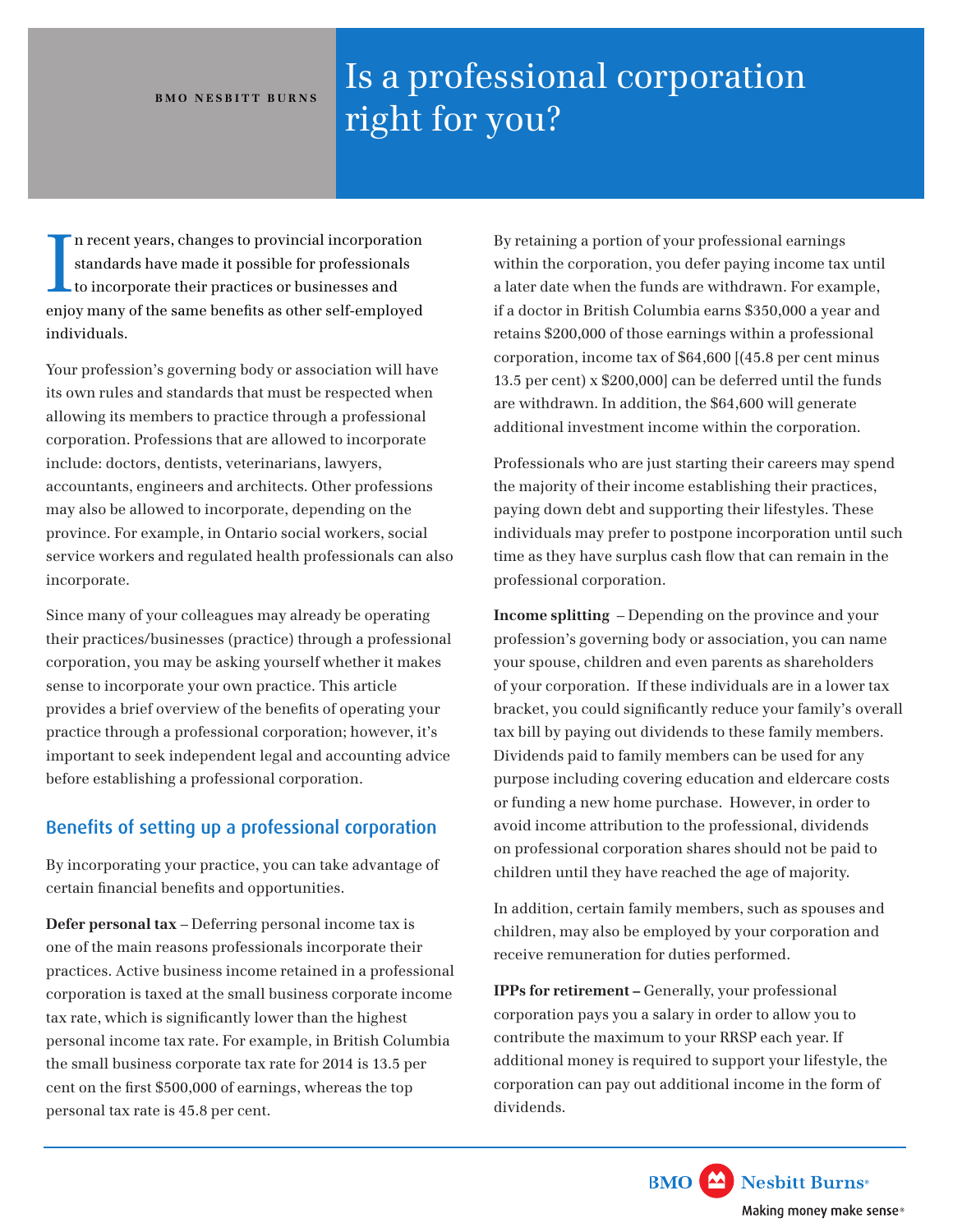BMO NESBITT BURNS

# Is a professional corporation right for you?

In recent years, changes to provincial incorporation standards have made it possible for professionals to incorporate their practices or businesses and enjoy many of the same benefits as other self-employed individuals.

Your profession's governing body or association will have its own rules and standards that must be respected when allowing its members to practice through a professional corporation. Professions that are allowed to incorporate include: doctors, dentists, veterinarians, lawyers, accountants, engineers and architects. Other professions may also be allowed to incorporate, depending on the province. For example, in Ontario social workers, social service workers and regulated health professionals can also incorporate.

Since many of your colleagues may already be operating their practices/businesses (practice) through a professional corporation, you may be asking yourself whether it makes sense to incorporate your own practice. This article provides a brief overview of the benefits of operating your practice through a professional corporation; however, it's important to seek independent legal and accounting advice before establishing a professional corporation.

## Benefits of setting up a professional corporation

By incorporating your practice, you can take advantage of certain financial benefits and opportunities.

**Defer personal tax** – Deferring personal income tax is one of the main reasons professionals incorporate their practices. Active business income retained in a professional corporation is taxed at the small business corporate income tax rate, which is significantly lower than the highest personal income tax rate. For example, in British Columbia the small business corporate tax rate for 2014 is 13.5 per cent on the first $500,000 of earnings, whereas the top personal tax rate is 45.8 per cent.

By retaining a portion of your professional earnings within the corporation, you defer paying income tax until a later date when the funds are withdrawn. For example, if a doctor in British Columbia earns $350,000 a year and retains $200,000 of those earnings within a professional corporation, income tax of $64,600 [(45.8 per cent minus 13.5 per cent) x $200,000] can be deferred until the funds are withdrawn. In addition, the $64,600 will generate additional investment income within the corporation.

Professionals who are just starting their careers may spend the majority of their income establishing their practices, paying down debt and supporting their lifestyles. These individuals may prefer to postpone incorporation until such time as they have surplus cash flow that can remain in the professional corporation.

**Income splitting** – Depending on the province and your profession's governing body or association, you can name your spouse, children and even parents as shareholders of your corporation. If these individuals are in a lower tax bracket, you could significantly reduce your family's overall tax bill by paying out dividends to these family members. Dividends paid to family members can be used for any purpose including covering education and eldercare costs or funding a new home purchase. However, in order to avoid income attribution to the professional, dividends on professional corporation shares should not be paid to children until they have reached the age of majority.

In addition, certain family members, such as spouses and children, may also be employed by your corporation and receive remuneration for duties performed.

**IPPs for retirement** – Generally, your professional corporation pays you a salary in order to allow you to contribute the maximum to your RRSP each year. If additional money is required to support your lifestyle, the corporation can pay out additional income in the form of dividends.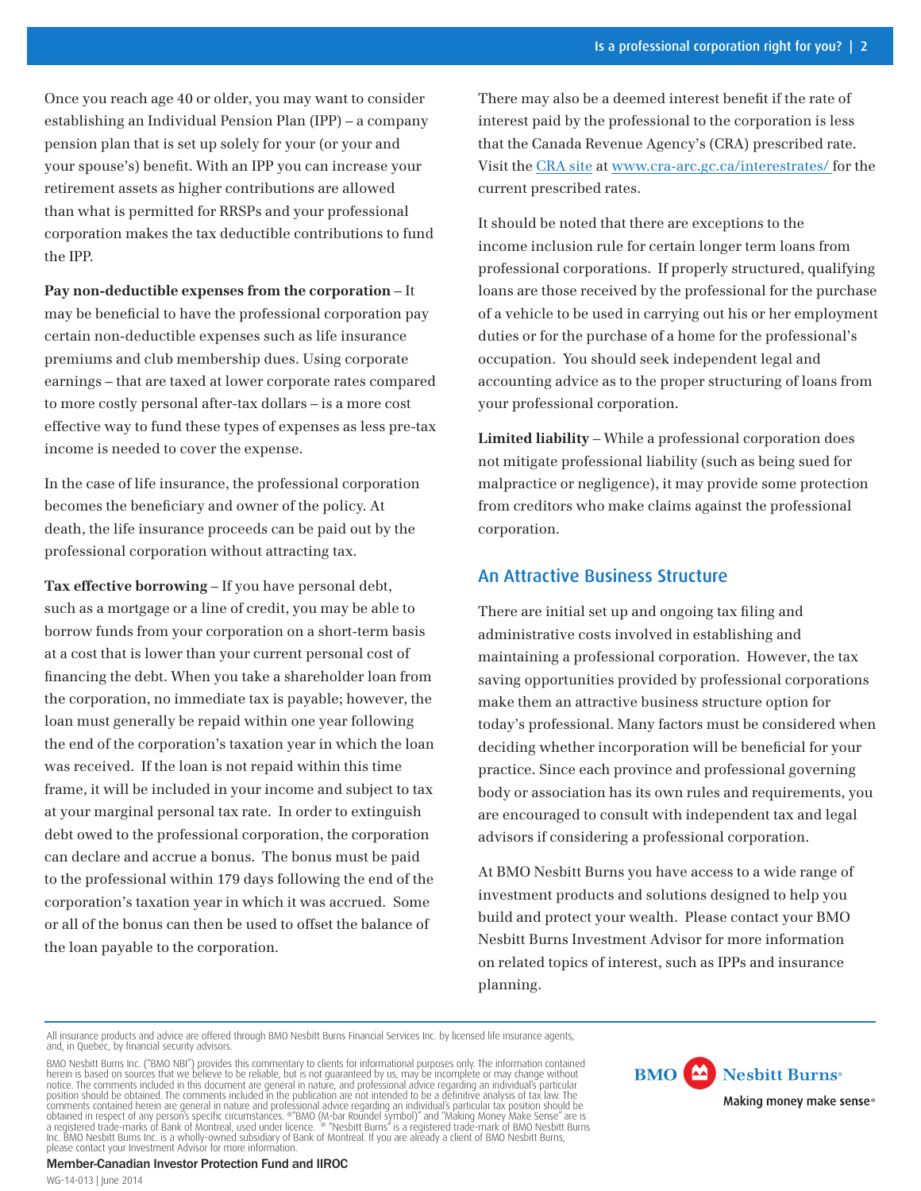Once you reach age 40 or older, you may want to consider establishing an Individual Pension Plan (IPP) – a company pension plan that is set up solely for your (or your and your spouse's) benefit. With an IPP you can increase your retirement assets as higher contributions are allowed than what is permitted for RRSPs and your professional corporation makes the tax deductible contributions to fund the IPP.

**Pay non-deductible expenses from the corporation** – It may be beneficial to have the professional corporation pay certain non-deductible expenses such as life insurance premiums and club membership dues. Using corporate earnings – that are taxed at lower corporate rates compared to more costly personal after-tax dollars – is a more cost effective way to fund these types of expenses as less pre-tax income is needed to cover the expense.

In the case of life insurance, the professional corporation becomes the beneficiary and owner of the policy. At death, the life insurance proceeds can be paid out by the professional corporation without attracting tax.

**Tax effective borrowing** – If you have personal debt, such as a mortgage or a line of credit, you may be able to borrow funds from your corporation on a short-term basis at a cost that is lower than your current personal cost of financing the debt. When you take a shareholder loan from the corporation, no immediate tax is payable; however, the loan must generally be repaid within one year following the end of the corporation's taxation year in which the loan was received. If the loan is not repaid within this time frame, it will be included in your income and subject to tax at your marginal personal tax rate. In order to extinguish debt owed to the professional corporation, the corporation can declare and accrue a bonus. The bonus must be paid to the professional within 179 days following the end of the corporation's taxation year in which it was accrued. Some or all of the bonus can then be used to offset the balance of the loan payable to the corporation.

There may also be a deemed interest benefit if the rate of interest paid by the professional to the corporation is less that the Canada Revenue Agency's (CRA) prescribed rate. Visit the CRA site at www.cra-arc.gc.ca/interestrates/ for the current prescribed rates.

It should be noted that there are exceptions to the income inclusion rule for certain longer term loans from professional corporations. If properly structured, qualifying loans are those received by the professional for the purchase of a vehicle to be used in carrying out his or her employment duties or for the purchase of a home for the professional's occupation. You should seek independent legal and accounting advice as to the proper structuring of loans from your professional corporation.

**Limited liability** – While a professional corporation does not mitigate professional liability (such as being sued for malpractice or negligence), it may provide some protection from creditors who make claims against the professional corporation.

## An Attractive Business Structure

There are initial set up and ongoing tax filing and administrative costs involved in establishing and maintaining a professional corporation. However, the tax saving opportunities provided by professional corporations make them an attractive business structure option for today's professional. Many factors must be considered when deciding whether incorporation will be beneficial for your practice. Since each province and professional governing body or association has its own rules and requirements, you are encouraged to consult with independent tax and legal advisors if considering a professional corporation.

At BMO Nesbitt Burns you have access to a wide range of investment products and solutions designed to help you build and protect your wealth. Please contact your BMO Nesbitt Burns Investment Advisor for more information on related topics of interest, such as IPPs and insurance planning.

All insurance products and advice are offered through BMO Nesbitt Burns Financial Services Inc. by licensed life insurance agents, and, in Quebec, by financial security advisors.

BMO Nesbitt Burns Inc. ("BMO NBI") provides this commentary to clients for informational purposes only. The information contained herein is based on sources that we believe to be reliable, but is not guaranteed by us, may be incomplete or may change without notice. The comments included in this document are general in nature, and professional advice regarding an individual's particular position should be obtained. The comments included in the publication are not intended to be a definitive analysis of tax law. The comments contained herein are general in nature and professional advice regarding an individual's particular tax position should be obtained in respect of any person's specific circumstances. ®"BMO (M-bar Roundel symbol)" and "Making Money Make Sense" are is a registered trade-marks of Bank of Montreal, used under licence. ® "Nesbitt Burns" is a registered trade-mark of BMO Nesbitt Burns Inc. BMO Nesbitt Burns Inc. is a wholly-owned subsidiary of Bank of Montreal. If you are already a client of BMO Nesbitt Burns, please contact your Investment Advisor for more information.

BMO Nesbitt Burns®

Making money make sense®

Member-Canadian Investor Protection Fund and IIROC

WG-14-013 | June 2014